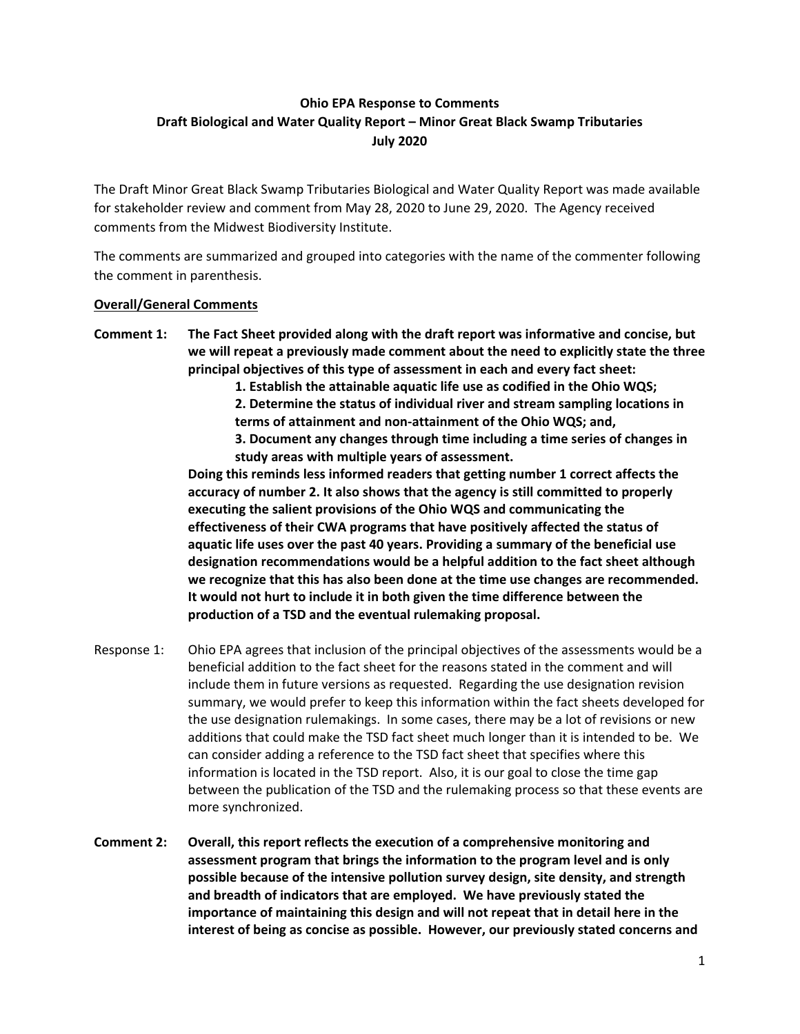**Ohio EPA Response to Comments**
**Draft Biological and Water Quality Report – Minor Great Black Swamp Tributaries**
**July 2020**

The Draft Minor Great Black Swamp Tributaries Biological and Water Quality Report was made available for stakeholder review and comment from May 28, 2020 to June 29, 2020. The Agency received comments from the Midwest Biodiversity Institute.

The comments are summarized and grouped into categories with the name of the commenter following the comment in parenthesis.

## Overall/General Comments

**Comment 1: The Fact Sheet provided along with the draft report was informative and concise, but we will repeat a previously made comment about the need to explicitly state the three principal objectives of this type of assessment in each and every fact sheet:**

1. **Establish the attainable aquatic life use as codified in the Ohio WQS;**
2. **Determine the status of individual river and stream sampling locations in terms of attainment and non-attainment of the Ohio WQS; and,**
3. **Document any changes through time including a time series of changes in study areas with multiple years of assessment.**

**Doing this reminds less informed readers that getting number 1 correct affects the accuracy of number 2. It also shows that the agency is still committed to properly executing the salient provisions of the Ohio WQS and communicating the effectiveness of their CWA programs that have positively affected the status of aquatic life uses over the past 40 years. Providing a summary of the beneficial use designation recommendations would be a helpful addition to the fact sheet although we recognize that this has also been done at the time use changes are recommended. It would not hurt to include it in both given the time difference between the production of a TSD and the eventual rulemaking proposal.**

Response 1: Ohio EPA agrees that inclusion of the principal objectives of the assessments would be a beneficial addition to the fact sheet for the reasons stated in the comment and will include them in future versions as requested. Regarding the use designation revision summary, we would prefer to keep this information within the fact sheets developed for the use designation rulemakings. In some cases, there may be a lot of revisions or new additions that could make the TSD fact sheet much longer than it is intended to be. We can consider adding a reference to the TSD fact sheet that specifies where this information is located in the TSD report. Also, it is our goal to close the time gap between the publication of the TSD and the rulemaking process so that these events are more synchronized.

**Comment 2: Overall, this report reflects the execution of a comprehensive monitoring and assessment program that brings the information to the program level and is only possible because of the intensive pollution survey design, site density, and strength and breadth of indicators that are employed. We have previously stated the importance of maintaining this design and will not repeat that in detail here in the interest of being as concise as possible. However, our previously stated concerns and**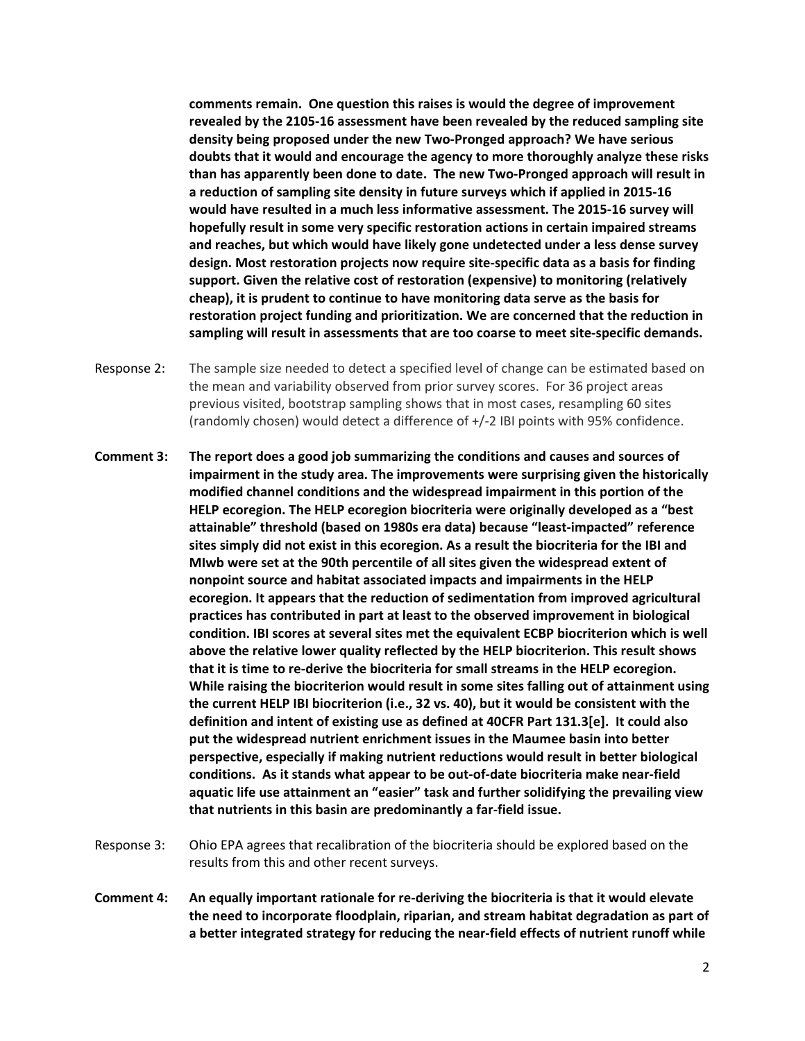**comments remain. One question this raises is would the degree of improvement revealed by the 2105-16 assessment have been revealed by the reduced sampling site density being proposed under the new Two-Pronged approach? We have serious doubts that it would and encourage the agency to more thoroughly analyze these risks than has apparently been done to date. The new Two-Pronged approach will result in a reduction of sampling site density in future surveys which if applied in 2015-16 would have resulted in a much less informative assessment. The 2015-16 survey will hopefully result in some very specific restoration actions in certain impaired streams and reaches, but which would have likely gone undetected under a less dense survey design. Most restoration projects now require site-specific data as a basis for finding support. Given the relative cost of restoration (expensive) to monitoring (relatively cheap), it is prudent to continue to have monitoring data serve as the basis for restoration project funding and prioritization. We are concerned that the reduction in sampling will result in assessments that are too coarse to meet site-specific demands.**

Response 2: The sample size needed to detect a specified level of change can be estimated based on the mean and variability observed from prior survey scores. For 36 project areas previous visited, bootstrap sampling shows that in most cases, resampling 60 sites (randomly chosen) would detect a difference of +/-2 IBI points with 95% confidence.

**Comment 3: The report does a good job summarizing the conditions and causes and sources of impairment in the study area. The improvements were surprising given the historically modified channel conditions and the widespread impairment in this portion of the HELP ecoregion. The HELP ecoregion biocriteria were originally developed as a "best attainable" threshold (based on 1980s era data) because "least-impacted" reference sites simply did not exist in this ecoregion. As a result the biocriteria for the IBI and MIwb were set at the 90th percentile of all sites given the widespread extent of nonpoint source and habitat associated impacts and impairments in the HELP ecoregion. It appears that the reduction of sedimentation from improved agricultural practices has contributed in part at least to the observed improvement in biological condition. IBI scores at several sites met the equivalent ECBP biocriterion which is well above the relative lower quality reflected by the HELP biocriterion. This result shows that it is time to re-derive the biocriteria for small streams in the HELP ecoregion. While raising the biocriterion would result in some sites falling out of attainment using the current HELP IBI biocriterion (i.e., 32 vs. 40), but it would be consistent with the definition and intent of existing use as defined at 40CFR Part 131.3[e]. It could also put the widespread nutrient enrichment issues in the Maumee basin into better perspective, especially if making nutrient reductions would result in better biological conditions. As it stands what appear to be out-of-date biocriteria make near-field aquatic life use attainment an "easier" task and further solidifying the prevailing view that nutrients in this basin are predominantly a far-field issue.**

Response 3: Ohio EPA agrees that recalibration of the biocriteria should be explored based on the results from this and other recent surveys.

**Comment 4: An equally important rationale for re-deriving the biocriteria is that it would elevate the need to incorporate floodplain, riparian, and stream habitat degradation as part of a better integrated strategy for reducing the near-field effects of nutrient runoff while**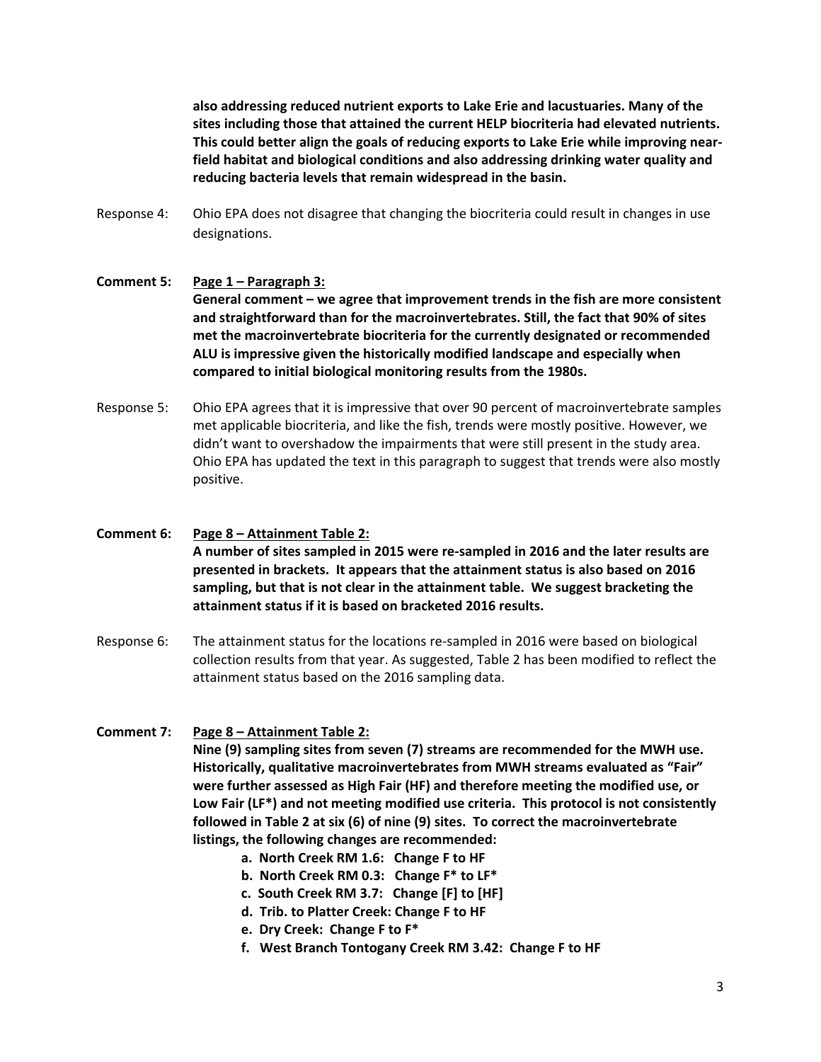**also addressing reduced nutrient exports to Lake Erie and lacustuaries. Many of the sites including those that attained the current HELP biocriteria had elevated nutrients. This could better align the goals of reducing exports to Lake Erie while improving near-field habitat and biological conditions and also addressing drinking water quality and reducing bacteria levels that remain widespread in the basin.**

Response 4: Ohio EPA does not disagree that changing the biocriteria could result in changes in use designations.

**Comment 5: Page 1 – Paragraph 3:**
**General comment – we agree that improvement trends in the fish are more consistent and straightforward than for the macroinvertebrates. Still, the fact that 90% of sites met the macroinvertebrate biocriteria for the currently designated or recommended ALU is impressive given the historically modified landscape and especially when compared to initial biological monitoring results from the 1980s.**

Response 5: Ohio EPA agrees that it is impressive that over 90 percent of macroinvertebrate samples met applicable biocriteria, and like the fish, trends were mostly positive. However, we didn't want to overshadow the impairments that were still present in the study area. Ohio EPA has updated the text in this paragraph to suggest that trends were also mostly positive.

**Comment 6: Page 8 – Attainment Table 2:**
**A number of sites sampled in 2015 were re-sampled in 2016 and the later results are presented in brackets. It appears that the attainment status is also based on 2016 sampling, but that is not clear in the attainment table. We suggest bracketing the attainment status if it is based on bracketed 2016 results.**

Response 6: The attainment status for the locations re-sampled in 2016 were based on biological collection results from that year. As suggested, Table 2 has been modified to reflect the attainment status based on the 2016 sampling data.

**Comment 7: Page 8 – Attainment Table 2:**
**Nine (9) sampling sites from seven (7) streams are recommended for the MWH use. Historically, qualitative macroinvertebrates from MWH streams evaluated as "Fair" were further assessed as High Fair (HF) and therefore meeting the modified use, or Low Fair (LF*) and not meeting modified use criteria. This protocol is not consistently followed in Table 2 at six (6) of nine (9) sites. To correct the macroinvertebrate listings, the following changes are recommended:**

- **a. North Creek RM 1.6: Change F to HF**
- **b. North Creek RM 0.3: Change F* to LF***
- **c. South Creek RM 3.7: Change [F] to [HF]**
- **d. Trib. to Platter Creek: Change F to HF**
- **e. Dry Creek: Change F to F***
- **f. West Branch Tontogany Creek RM 3.42: Change F to HF**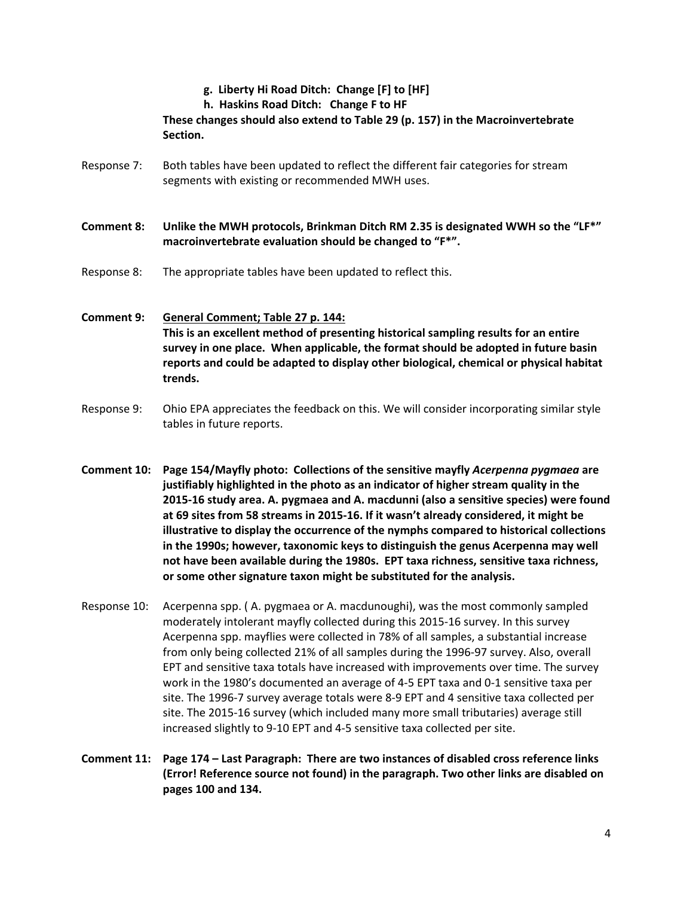**g. Liberty Hi Road Ditch: Change [F] to [HF]**

**h. Haskins Road Ditch: Change F to HF**

**These changes should also extend to Table 29 (p. 157) in the Macroinvertebrate Section.**

Response 7: Both tables have been updated to reflect the different fair categories for stream segments with existing or recommended MWH uses.

**Comment 8: Unlike the MWH protocols, Brinkman Ditch RM 2.35 is designated WWH so the "LF*" macroinvertebrate evaluation should be changed to "F*".**

Response 8: The appropriate tables have been updated to reflect this.

**Comment 9: <u>General Comment; Table 27 p. 144:</u> This is an excellent method of presenting historical sampling results for an entire survey in one place. When applicable, the format should be adopted in future basin reports and could be adapted to display other biological, chemical or physical habitat trends.**

Response 9: Ohio EPA appreciates the feedback on this. We will consider incorporating similar style tables in future reports.

**Comment 10: Page 154/Mayfly photo: Collections of the sensitive mayfly *Acerpenna pygmaea* are justifiably highlighted in the photo as an indicator of higher stream quality in the 2015-16 study area. A. pygmaea and A. macdunni (also a sensitive species) were found at 69 sites from 58 streams in 2015-16. If it wasn't already considered, it might be illustrative to display the occurrence of the nymphs compared to historical collections in the 1990s; however, taxonomic keys to distinguish the genus Acerpenna may well not have been available during the 1980s. EPT taxa richness, sensitive taxa richness, or some other signature taxon might be substituted for the analysis.**

Response 10: Acerpenna spp. ( A. pygmaea or A. macdunoughi), was the most commonly sampled moderately intolerant mayfly collected during this 2015-16 survey. In this survey Acerpenna spp. mayflies were collected in 78% of all samples, a substantial increase from only being collected 21% of all samples during the 1996-97 survey. Also, overall EPT and sensitive taxa totals have increased with improvements over time. The survey work in the 1980's documented an average of 4-5 EPT taxa and 0-1 sensitive taxa per site. The 1996-7 survey average totals were 8-9 EPT and 4 sensitive taxa collected per site. The 2015-16 survey (which included many more small tributaries) average still increased slightly to 9-10 EPT and 4-5 sensitive taxa collected per site.

**Comment 11: Page 174 – Last Paragraph: There are two instances of disabled cross reference links (Error! Reference source not found) in the paragraph. Two other links are disabled on pages 100 and 134.**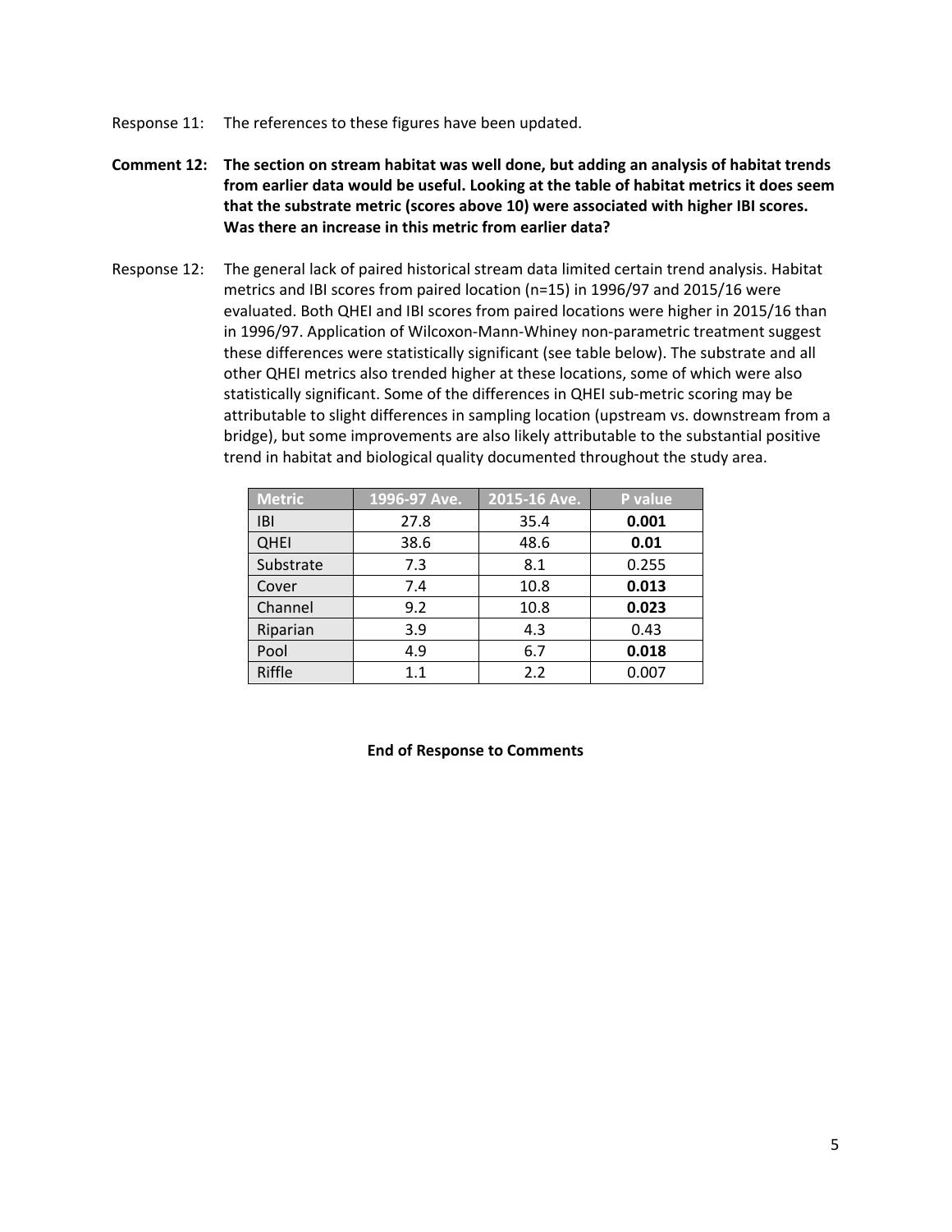Response 11: The references to these figures have been updated.

**Comment 12: The section on stream habitat was well done, but adding an analysis of habitat trends from earlier data would be useful. Looking at the table of habitat metrics it does seem that the substrate metric (scores above 10) were associated with higher IBI scores. Was there an increase in this metric from earlier data?**

Response 12: The general lack of paired historical stream data limited certain trend analysis. Habitat metrics and IBI scores from paired location (n=15) in 1996/97 and 2015/16 were evaluated. Both QHEI and IBI scores from paired locations were higher in 2015/16 than in 1996/97. Application of Wilcoxon-Mann-Whiney non-parametric treatment suggest these differences were statistically significant (see table below). The substrate and all other QHEI metrics also trended higher at these locations, some of which were also statistically significant. Some of the differences in QHEI sub-metric scoring may be attributable to slight differences in sampling location (upstream vs. downstream from a bridge), but some improvements are also likely attributable to the substantial positive trend in habitat and biological quality documented throughout the study area.

| Metric | 1996-97 Ave. | 2015-16 Ave. | P value |
|---|---|---|---|
| IBI | 27.8 | 35.4 | **0.001** |
| QHEI | 38.6 | 48.6 | **0.01** |
| Substrate | 7.3 | 8.1 | 0.255 |
| Cover | 7.4 | 10.8 | **0.013** |
| Channel | 9.2 | 10.8 | **0.023** |
| Riparian | 3.9 | 4.3 | 0.43 |
| Pool | 4.9 | 6.7 | **0.018** |
| Riffle | 1.1 | 2.2 | 0.007 |

**End of Response to Comments**